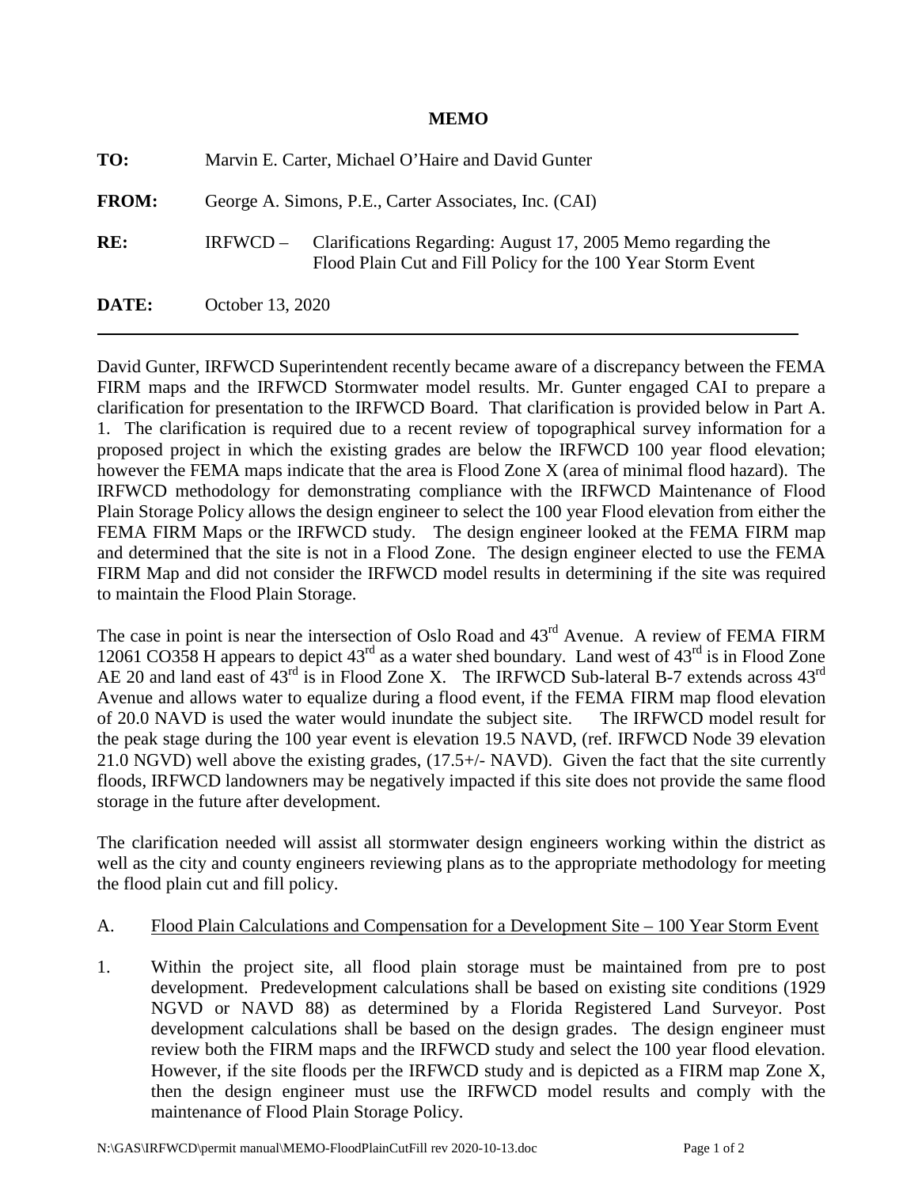# MEMO

**TO:** Marvin E. Carter, Michael O'Haire and David Gunter

**FROM:** George A. Simons, P.E., Carter Associates, Inc. (CAI)

**RE:** IRFWCD – Clarifications Regarding: August 17, 2005 Memo regarding the Flood Plain Cut and Fill Policy for the 100 Year Storm Event

**DATE:** October 13, 2020

---

David Gunter, IRFWCD Superintendent recently became aware of a discrepancy between the FEMA FIRM maps and the IRFWCD Stormwater model results. Mr. Gunter engaged CAI to prepare a clarification for presentation to the IRFWCD Board. That clarification is provided below in Part A. 1. The clarification is required due to a recent review of topographical survey information for a proposed project in which the existing grades are below the IRFWCD 100 year flood elevation; however the FEMA maps indicate that the area is Flood Zone X (area of minimal flood hazard). The IRFWCD methodology for demonstrating compliance with the IRFWCD Maintenance of Flood Plain Storage Policy allows the design engineer to select the 100 year Flood elevation from either the FEMA FIRM Maps or the IRFWCD study. The design engineer looked at the FEMA FIRM map and determined that the site is not in a Flood Zone. The design engineer elected to use the FEMA FIRM Map and did not consider the IRFWCD model results in determining if the site was required to maintain the Flood Plain Storage.

The case in point is near the intersection of Oslo Road and 43rd Avenue. A review of FEMA FIRM 12061 CO358 H appears to depict 43rd as a water shed boundary. Land west of 43rd is in Flood Zone AE 20 and land east of 43rd is in Flood Zone X. The IRFWCD Sub-lateral B-7 extends across 43rd Avenue and allows water to equalize during a flood event, if the FEMA FIRM map flood elevation of 20.0 NAVD is used the water would inundate the subject site. The IRFWCD model result for the peak stage during the 100 year event is elevation 19.5 NAVD, (ref. IRFWCD Node 39 elevation 21.0 NGVD) well above the existing grades, (17.5+/- NAVD). Given the fact that the site currently floods, IRFWCD landowners may be negatively impacted if this site does not provide the same flood storage in the future after development.

The clarification needed will assist all stormwater design engineers working within the district as well as the city and county engineers reviewing plans as to the appropriate methodology for meeting the flood plain cut and fill policy.

A. <u>Flood Plain Calculations and Compensation for a Development Site – 100 Year Storm Event</u>

1. Within the project site, all flood plain storage must be maintained from pre to post development. Predevelopment calculations shall be based on existing site conditions (1929 NGVD or NAVD 88) as determined by a Florida Registered Land Surveyor. Post development calculations shall be based on the design grades. The design engineer must review both the FIRM maps and the IRFWCD study and select the 100 year flood elevation. However, if the site floods per the IRFWCD study and is depicted as a FIRM map Zone X, then the design engineer must use the IRFWCD model results and comply with the maintenance of Flood Plain Storage Policy.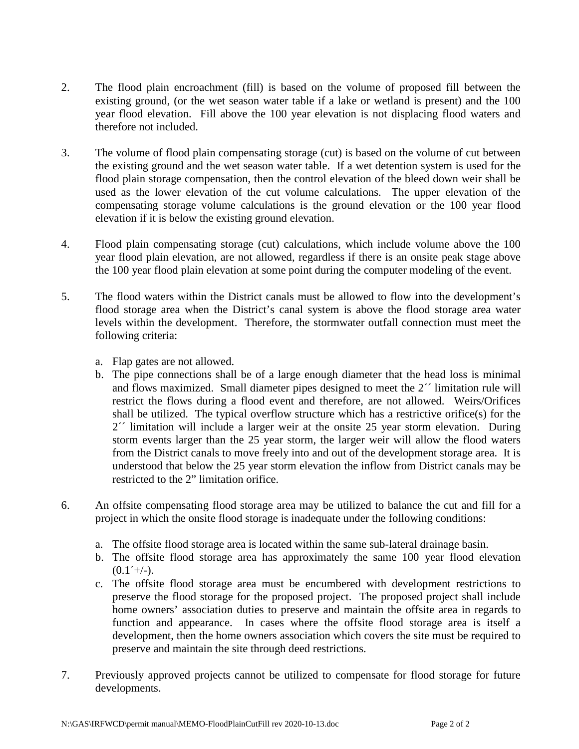2. The flood plain encroachment (fill) is based on the volume of proposed fill between the existing ground, (or the wet season water table if a lake or wetland is present) and the 100 year flood elevation. Fill above the 100 year elevation is not displacing flood waters and therefore not included.

3. The volume of flood plain compensating storage (cut) is based on the volume of cut between the existing ground and the wet season water table. If a wet detention system is used for the flood plain storage compensation, then the control elevation of the bleed down weir shall be used as the lower elevation of the cut volume calculations. The upper elevation of the compensating storage volume calculations is the ground elevation or the 100 year flood elevation if it is below the existing ground elevation.

4. Flood plain compensating storage (cut) calculations, which include volume above the 100 year flood plain elevation, are not allowed, regardless if there is an onsite peak stage above the 100 year flood plain elevation at some point during the computer modeling of the event.

5. The flood waters within the District canals must be allowed to flow into the development's flood storage area when the District's canal system is above the flood storage area water levels within the development. Therefore, the stormwater outfall connection must meet the following criteria:

   a. Flap gates are not allowed.
   b. The pipe connections shall be of a large enough diameter that the head loss is minimal and flows maximized. Small diameter pipes designed to meet the 2´´ limitation rule will restrict the flows during a flood event and therefore, are not allowed. Weirs/Orifices shall be utilized. The typical overflow structure which has a restrictive orifice(s) for the 2´´ limitation will include a larger weir at the onsite 25 year storm elevation. During storm events larger than the 25 year storm, the larger weir will allow the flood waters from the District canals to move freely into and out of the development storage area. It is understood that below the 25 year storm elevation the inflow from District canals may be restricted to the 2" limitation orifice.

6. An offsite compensating flood storage area may be utilized to balance the cut and fill for a project in which the onsite flood storage is inadequate under the following conditions:

   a. The offsite flood storage area is located within the same sub-lateral drainage basin.
   b. The offsite flood storage area has approximately the same 100 year flood elevation (0.1´+/-).
   c. The offsite flood storage area must be encumbered with development restrictions to preserve the flood storage for the proposed project. The proposed project shall include home owners' association duties to preserve and maintain the offsite area in regards to function and appearance. In cases where the offsite flood storage area is itself a development, then the home owners association which covers the site must be required to preserve and maintain the site through deed restrictions.

7. Previously approved projects cannot be utilized to compensate for flood storage for future developments.